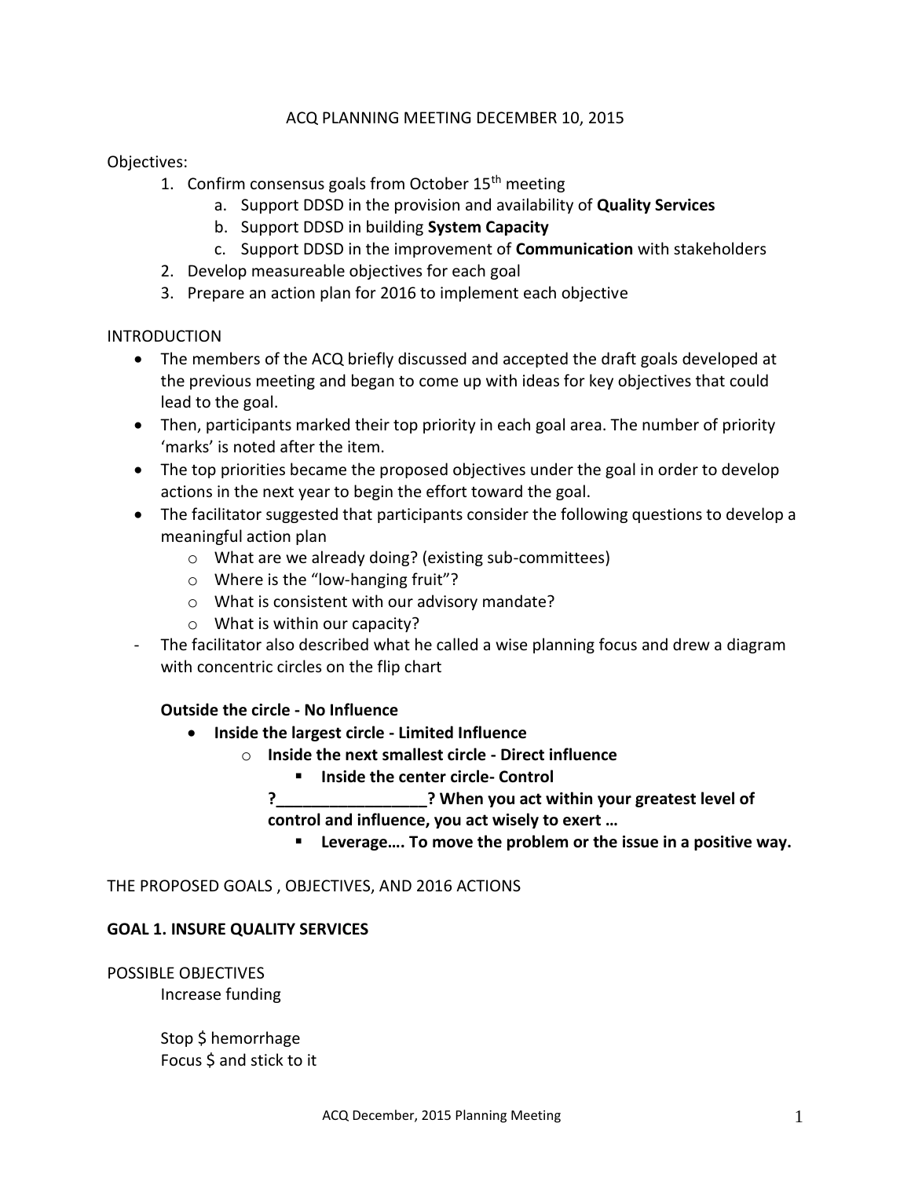# ACQ PLANNING MEETING DECEMBER 10, 2015

Objectives:

1. Confirm consensus goals from October 15th meeting
   a. Support DDSD in the provision and availability of **Quality Services**
   b. Support DDSD in building **System Capacity**
   c. Support DDSD in the improvement of **Communication** with stakeholders
2. Develop measureable objectives for each goal
3. Prepare an action plan for 2016 to implement each objective

## INTRODUCTION

- The members of the ACQ briefly discussed and accepted the draft goals developed at the previous meeting and began to come up with ideas for key objectives that could lead to the goal.
- Then, participants marked their top priority in each goal area. The number of priority 'marks' is noted after the item.
- The top priorities became the proposed objectives under the goal in order to develop actions in the next year to begin the effort toward the goal.
- The facilitator suggested that participants consider the following questions to develop a meaningful action plan
  - What are we already doing? (existing sub-committees)
  - Where is the "low-hanging fruit"?
  - What is consistent with our advisory mandate?
  - What is within our capacity?

- The facilitator also described what he called a wise planning focus and drew a diagram with concentric circles on the flip chart

**Outside the circle - No Influence**

- **Inside the largest circle - Limited Influence**
  - **Inside the next smallest circle - Direct influence**
    - **Inside the center circle- Control**

    **?_________________? When you act within your greatest level of control and influence, you act wisely to exert …**

      - **Leverage…. To move the problem or the issue in a positive way.**

## THE PROPOSED GOALS , OBJECTIVES, AND 2016 ACTIONS

### GOAL 1. INSURE QUALITY SERVICES

POSSIBLE OBJECTIVES

Increase funding

Stop $ hemorrhage
Focus $ and stick to it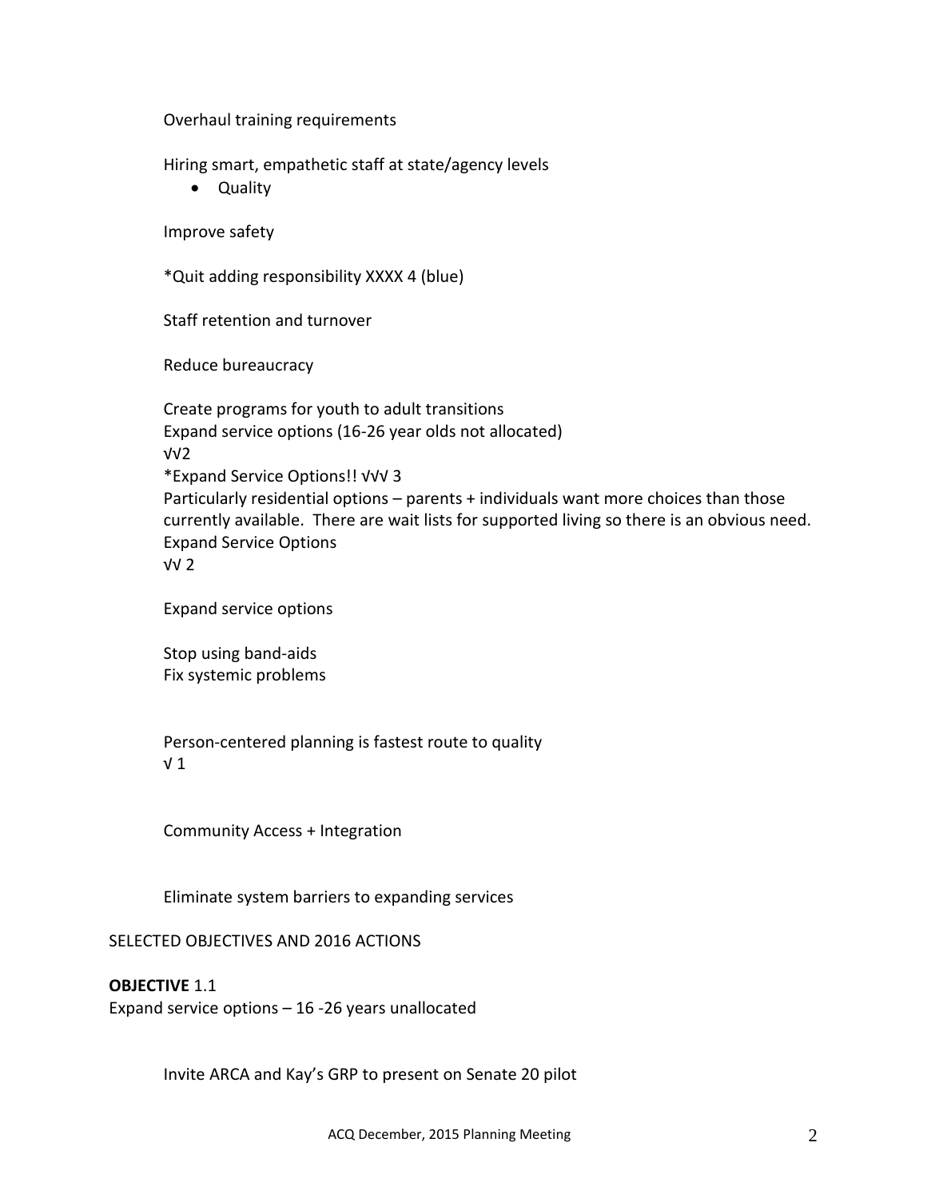Overhaul training requirements

Hiring smart, empathetic staff at state/agency levels

- Quality

Improve safety

*Quit adding responsibility XXXX 4 (blue)

Staff retention and turnover

Reduce bureaucracy

Create programs for youth to adult transitions
Expand service options (16-26 year olds not allocated)
√√2
*Expand Service Options!! √√√ 3
Particularly residential options – parents + individuals want more choices than those currently available. There are wait lists for supported living so there is an obvious need.
Expand Service Options
√√ 2

Expand service options

Stop using band-aids
Fix systemic problems

Person-centered planning is fastest route to quality
√ 1

Community Access + Integration

Eliminate system barriers to expanding services

SELECTED OBJECTIVES AND 2016 ACTIONS

**OBJECTIVE** 1.1
Expand service options – 16 -26 years unallocated

Invite ARCA and Kay's GRP to present on Senate 20 pilot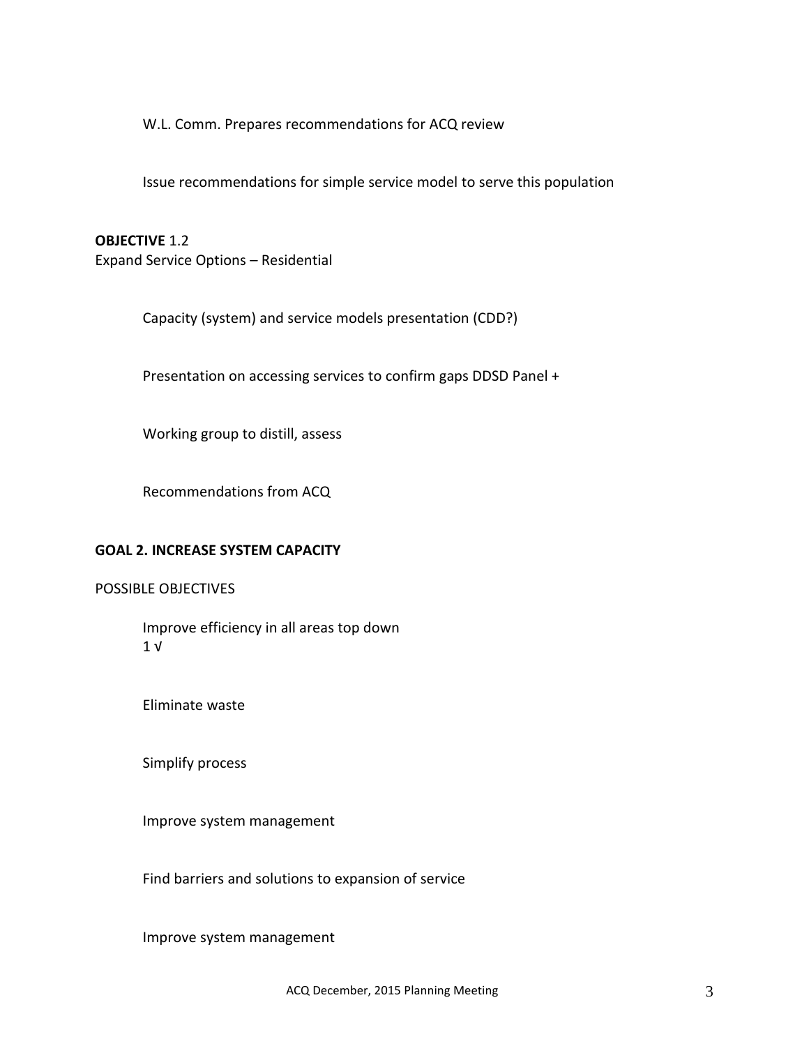W.L. Comm. Prepares recommendations for ACQ review

Issue recommendations for simple service model to serve this population

**OBJECTIVE** 1.2
Expand Service Options – Residential

Capacity (system) and service models presentation (CDD?)

Presentation on accessing services to confirm gaps DDSD Panel +

Working group to distill, assess

Recommendations from ACQ

**GOAL 2. INCREASE SYSTEM CAPACITY**

POSSIBLE OBJECTIVES

Improve efficiency in all areas top down
1 √

Eliminate waste

Simplify process

Improve system management

Find barriers and solutions to expansion of service

Improve system management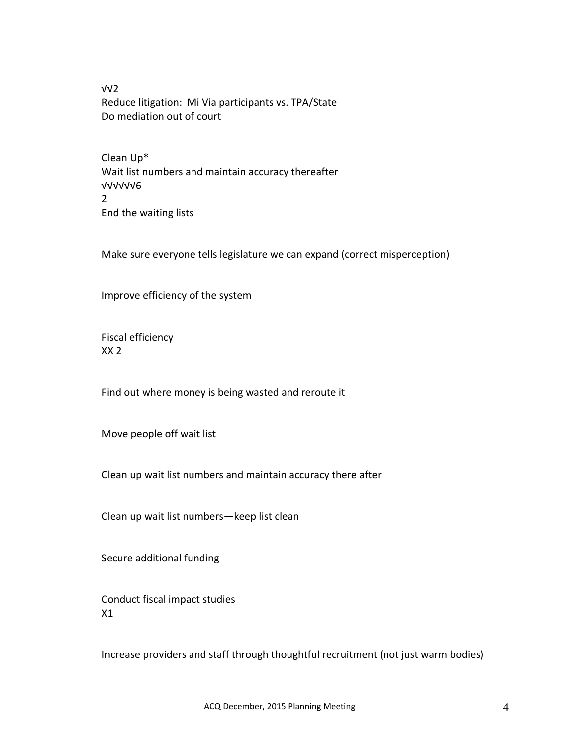√√2
Reduce litigation: Mi Via participants vs. TPA/State
Do mediation out of court

Clean Up*
Wait list numbers and maintain accuracy thereafter
√√√√√6
2
End the waiting lists

Make sure everyone tells legislature we can expand (correct misperception)

Improve efficiency of the system

Fiscal efficiency
XX 2

Find out where money is being wasted and reroute it

Move people off wait list

Clean up wait list numbers and maintain accuracy there after

Clean up wait list numbers—keep list clean

Secure additional funding

Conduct fiscal impact studies
X1

Increase providers and staff through thoughtful recruitment (not just warm bodies)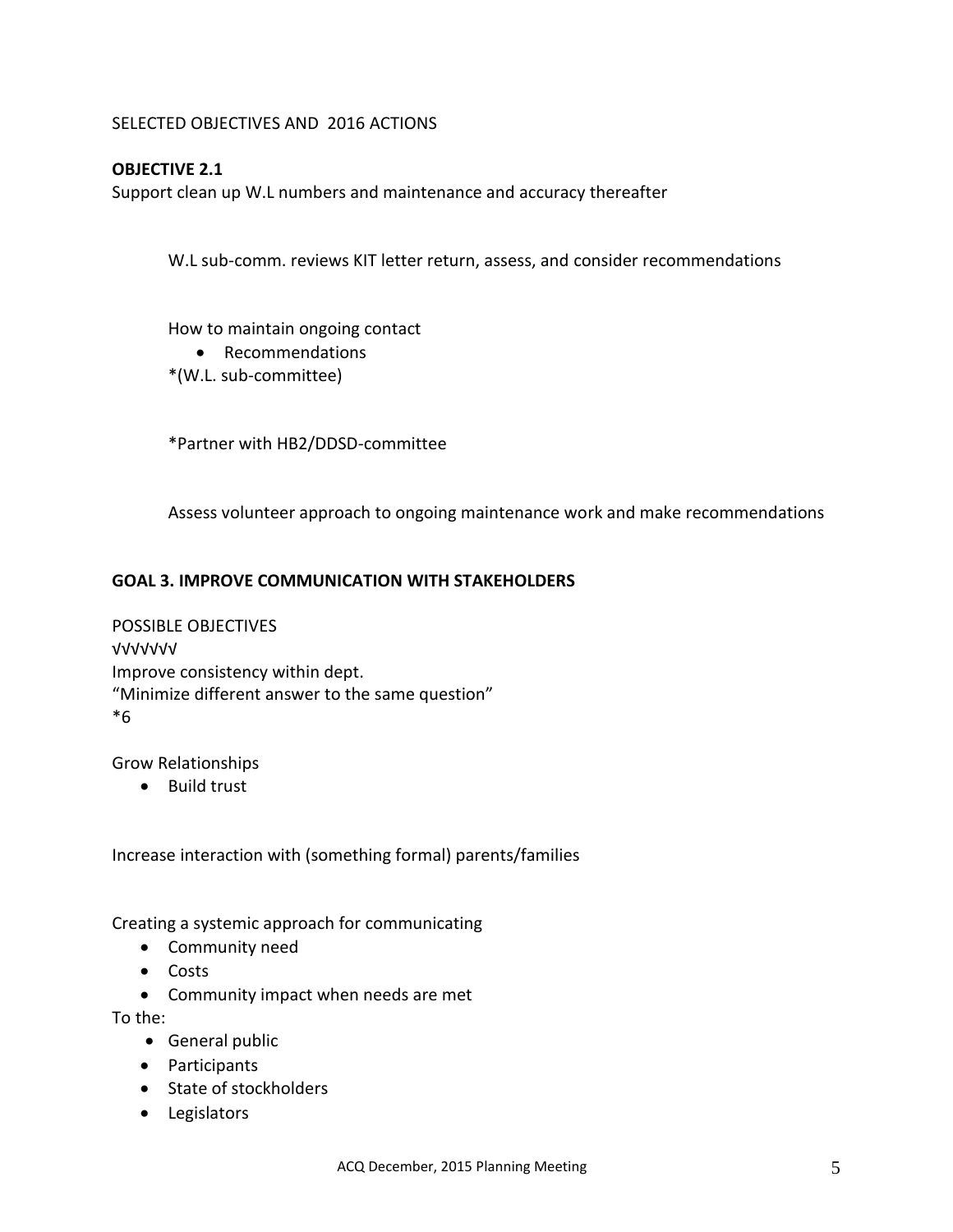SELECTED OBJECTIVES AND 2016 ACTIONS

**OBJECTIVE 2.1**

Support clean up W.L numbers and maintenance and accuracy thereafter

W.L sub-comm. reviews KIT letter return, assess, and consider recommendations

How to maintain ongoing contact

- Recommendations

*(W.L. sub-committee)

*Partner with HB2/DDSD-committee

Assess volunteer approach to ongoing maintenance work and make recommendations

**GOAL 3. IMPROVE COMMUNICATION WITH STAKEHOLDERS**

POSSIBLE OBJECTIVES

√√√√√√√

Improve consistency within dept.

“Minimize different answer to the same question”

*6

Grow Relationships

- Build trust

Increase interaction with (something formal) parents/families

Creating a systemic approach for communicating

- Community need
- Costs
- Community impact when needs are met

To the:

- General public
- Participants
- State of stockholders
- Legislators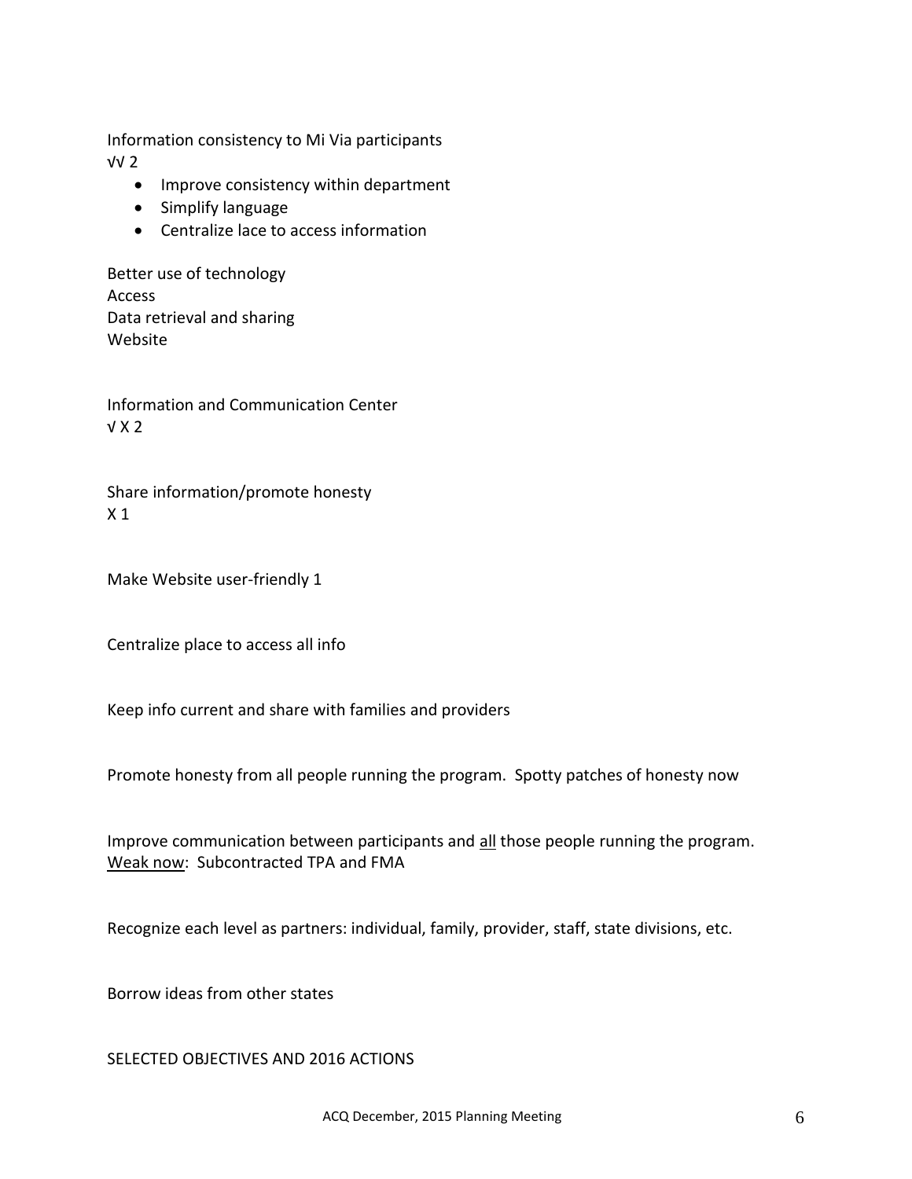Information consistency to Mi Via participants
√√ 2

- Improve consistency within department
- Simplify language
- Centralize lace to access information

Better use of technology
Access
Data retrieval and sharing
Website

Information and Communication Center
√ X 2

Share information/promote honesty
X 1

Make Website user-friendly 1

Centralize place to access all info

Keep info current and share with families and providers

Promote honesty from all people running the program. Spotty patches of honesty now

Improve communication between participants and <u>all</u> those people running the program.
<u>Weak now</u>: Subcontracted TPA and FMA

Recognize each level as partners: individual, family, provider, staff, state divisions, etc.

Borrow ideas from other states

SELECTED OBJECTIVES AND 2016 ACTIONS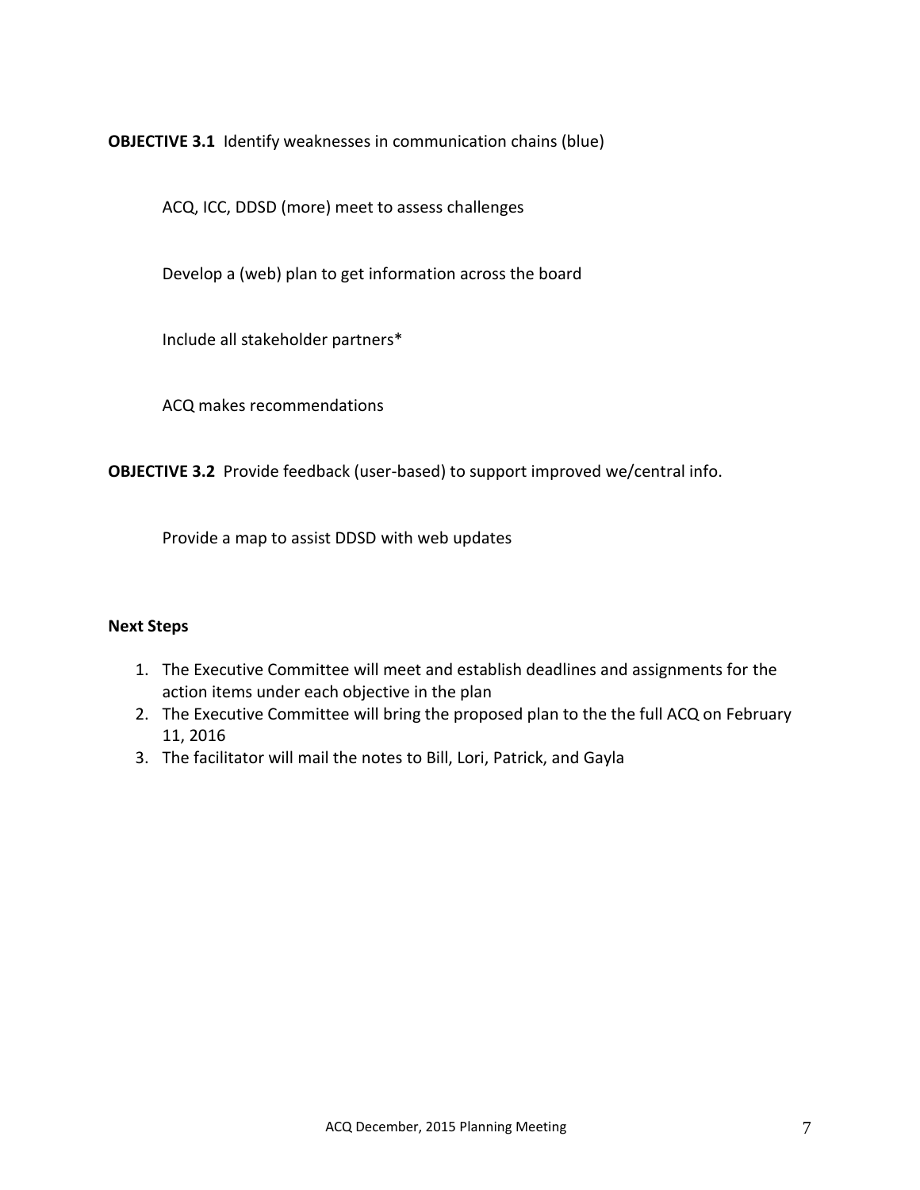**OBJECTIVE 3.1** Identify weaknesses in communication chains (blue)

ACQ, ICC, DDSD (more) meet to assess challenges

Develop a (web) plan to get information across the board

Include all stakeholder partners*

ACQ makes recommendations

**OBJECTIVE 3.2** Provide feedback (user-based) to support improved we/central info.

Provide a map to assist DDSD with web updates

**Next Steps**

1. The Executive Committee will meet and establish deadlines and assignments for the action items under each objective in the plan
2. The Executive Committee will bring the proposed plan to the the full ACQ on February 11, 2016
3. The facilitator will mail the notes to Bill, Lori, Patrick, and Gayla